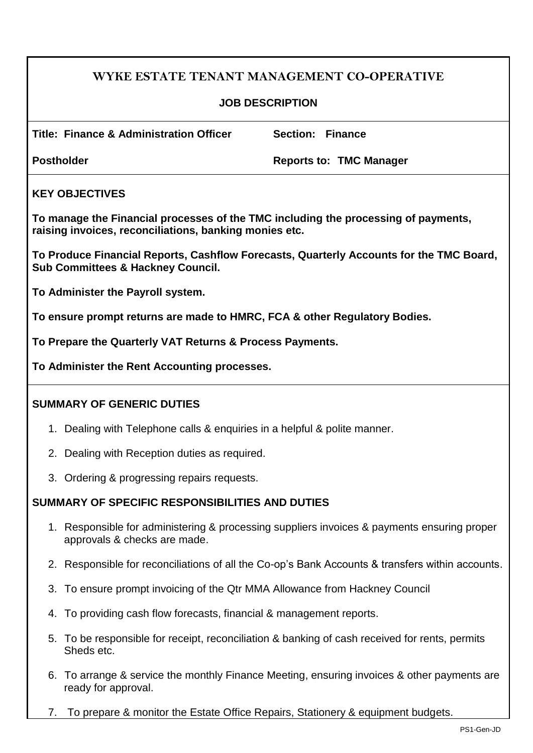# WYKE ESTATE TENANT MANAGEMENT CO-OPERATIVE

## JOB DESCRIPTION

| **Title: Finance & Administration Officer** | **Section: Finance** |
|---|---|
| **Postholder** | **Reports to: TMC Manager** |

### KEY OBJECTIVES

**To manage the Financial processes of the TMC including the processing of payments, raising invoices, reconciliations, banking monies etc.**

**To Produce Financial Reports, Cashflow Forecasts, Quarterly Accounts for the TMC Board, Sub Committees & Hackney Council.**

**To Administer the Payroll system.**

**To ensure prompt returns are made to HMRC, FCA & other Regulatory Bodies.**

**To Prepare the Quarterly VAT Returns & Process Payments.**

**To Administer the Rent Accounting processes.**

### SUMMARY OF GENERIC DUTIES

1. Dealing with Telephone calls & enquiries in a helpful & polite manner.
2. Dealing with Reception duties as required.
3. Ordering & progressing repairs requests.

### SUMMARY OF SPECIFIC RESPONSIBILITIES AND DUTIES

1. Responsible for administering & processing suppliers invoices & payments ensuring proper approvals & checks are made.
2. Responsible for reconciliations of all the Co-op's Bank Accounts & transfers within accounts.
3. To ensure prompt invoicing of the Qtr MMA Allowance from Hackney Council
4. To providing cash flow forecasts, financial & management reports.
5. To be responsible for receipt, reconciliation & banking of cash received for rents, permits Sheds etc.
6. To arrange & service the monthly Finance Meeting, ensuring invoices & other payments are ready for approval.
7. To prepare & monitor the Estate Office Repairs, Stationery & equipment budgets.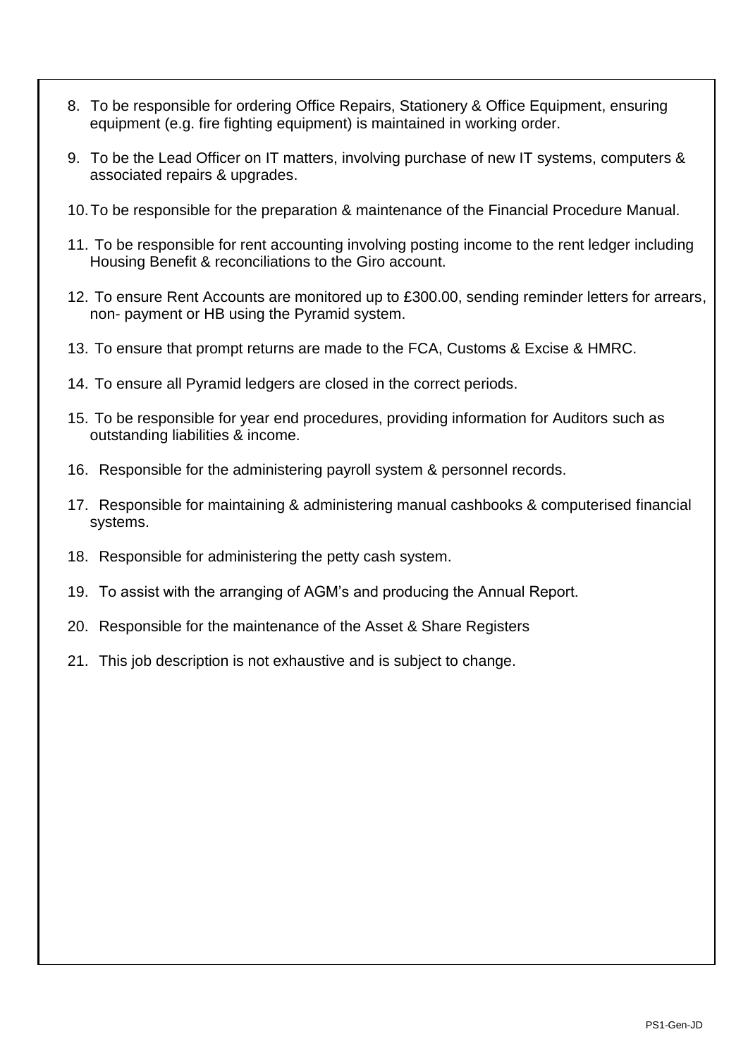8. To be responsible for ordering Office Repairs, Stationery & Office Equipment, ensuring equipment (e.g. fire fighting equipment) is maintained in working order.

9. To be the Lead Officer on IT matters, involving purchase of new IT systems, computers & associated repairs & upgrades.

10. To be responsible for the preparation & maintenance of the Financial Procedure Manual.

11. To be responsible for rent accounting involving posting income to the rent ledger including Housing Benefit & reconciliations to the Giro account.

12. To ensure Rent Accounts are monitored up to £300.00, sending reminder letters for arrears, non- payment or HB using the Pyramid system.

13. To ensure that prompt returns are made to the FCA, Customs & Excise & HMRC.

14. To ensure all Pyramid ledgers are closed in the correct periods.

15. To be responsible for year end procedures, providing information for Auditors such as outstanding liabilities & income.

16. Responsible for the administering payroll system & personnel records.

17. Responsible for maintaining & administering manual cashbooks & computerised financial systems.

18. Responsible for administering the petty cash system.

19. To assist with the arranging of AGM's and producing the Annual Report.

20. Responsible for the maintenance of the Asset & Share Registers

21. This job description is not exhaustive and is subject to change.